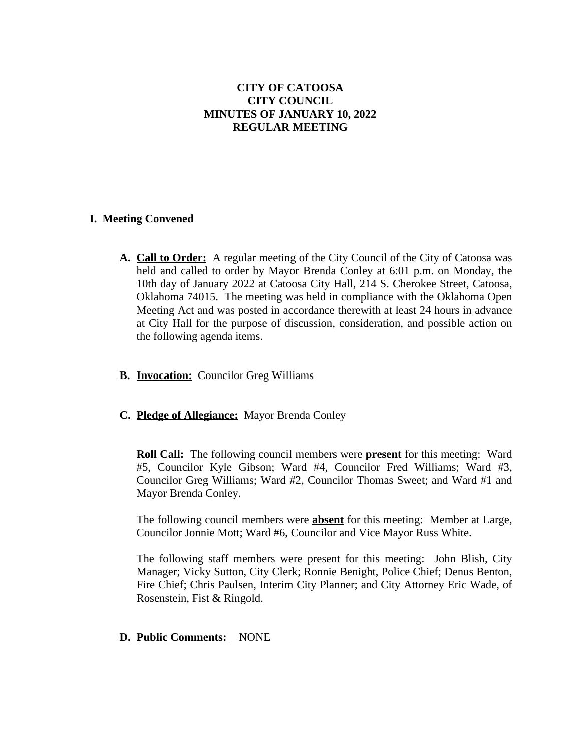# CITY OF CATOOSA
# CITY COUNCIL
# MINUTES OF JANUARY 10, 2022
# REGULAR MEETING

## I. Meeting Convened

**A. Call to Order:** A regular meeting of the City Council of the City of Catoosa was held and called to order by Mayor Brenda Conley at 6:01 p.m. on Monday, the 10th day of January 2022 at Catoosa City Hall, 214 S. Cherokee Street, Catoosa, Oklahoma 74015. The meeting was held in compliance with the Oklahoma Open Meeting Act and was posted in accordance therewith at least 24 hours in advance at City Hall for the purpose of discussion, consideration, and possible action on the following agenda items.

**B. Invocation:** Councilor Greg Williams

**C. Pledge of Allegiance:** Mayor Brenda Conley

**Roll Call:** The following council members were **present** for this meeting: Ward #5, Councilor Kyle Gibson; Ward #4, Councilor Fred Williams; Ward #3, Councilor Greg Williams; Ward #2, Councilor Thomas Sweet; and Ward #1 and Mayor Brenda Conley.

The following council members were **absent** for this meeting: Member at Large, Councilor Jonnie Mott; Ward #6, Councilor and Vice Mayor Russ White.

The following staff members were present for this meeting: John Blish, City Manager; Vicky Sutton, City Clerk; Ronnie Benight, Police Chief; Denus Benton, Fire Chief; Chris Paulsen, Interim City Planner; and City Attorney Eric Wade, of Rosenstein, Fist & Ringold.

**D. Public Comments:** NONE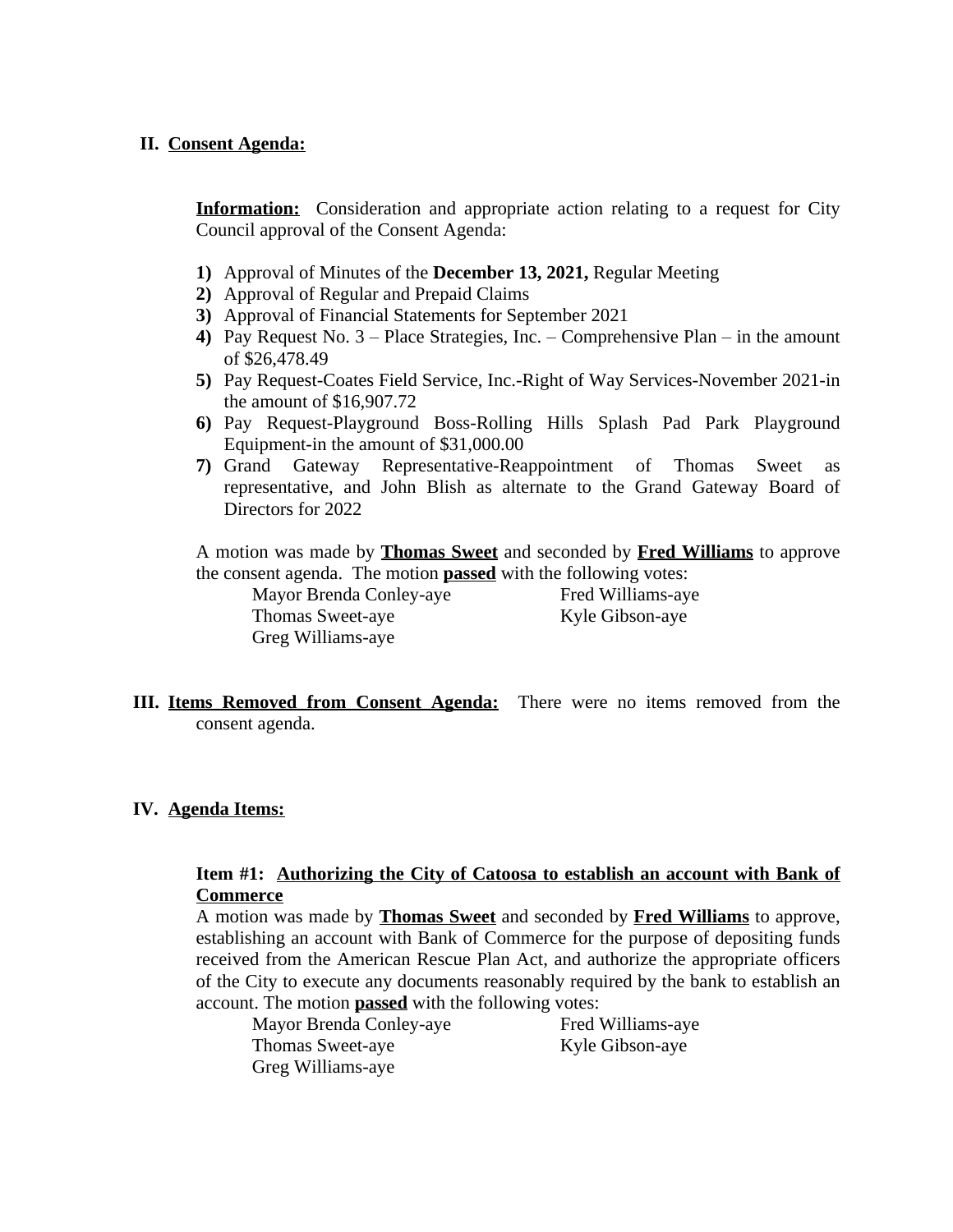## II. <u>Consent Agenda:</u>

**<u>Information:</u>** Consideration and appropriate action relating to a request for City Council approval of the Consent Agenda:

1) Approval of Minutes of the **December 13, 2021,** Regular Meeting
2) Approval of Regular and Prepaid Claims
3) Approval of Financial Statements for September 2021
4) Pay Request No. 3 – Place Strategies, Inc. – Comprehensive Plan – in the amount of $26,478.49
5) Pay Request-Coates Field Service, Inc.-Right of Way Services-November 2021-in the amount of $16,907.72
6) Pay Request-Playground Boss-Rolling Hills Splash Pad Park Playground Equipment-in the amount of $31,000.00
7) Grand Gateway Representative-Reappointment of Thomas Sweet as representative, and John Blish as alternate to the Grand Gateway Board of Directors for 2022

A motion was made by **<u>Thomas Sweet</u>** and seconded by **<u>Fred Williams</u>** to approve the consent agenda. The motion **<u>passed</u>** with the following votes:

Mayor Brenda Conley-aye
Fred Williams-aye
Thomas Sweet-aye
Kyle Gibson-aye
Greg Williams-aye

## III. <u>Items Removed from Consent Agenda:</u> There were no items removed from the consent agenda.

## IV. <u>Agenda Items:</u>

**Item #1: <u>Authorizing the City of Catoosa to establish an account with Bank of Commerce</u>**

A motion was made by **<u>Thomas Sweet</u>** and seconded by **<u>Fred Williams</u>** to approve, establishing an account with Bank of Commerce for the purpose of depositing funds received from the American Rescue Plan Act, and authorize the appropriate officers of the City to execute any documents reasonably required by the bank to establish an account. The motion **<u>passed</u>** with the following votes:

Mayor Brenda Conley-aye
Fred Williams-aye
Thomas Sweet-aye
Kyle Gibson-aye
Greg Williams-aye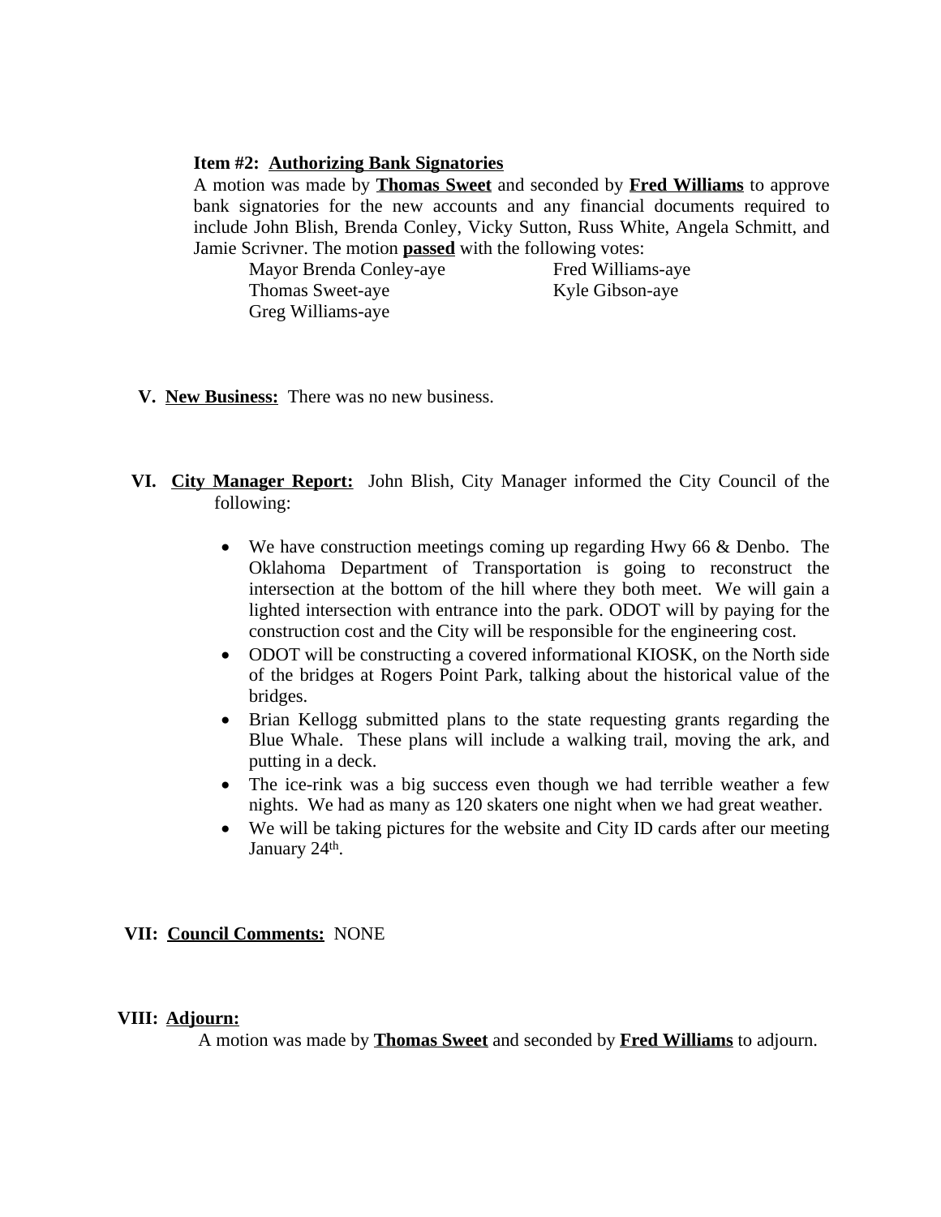**Item #2: Authorizing Bank Signatories**

A motion was made by **Thomas Sweet** and seconded by **Fred Williams** to approve bank signatories for the new accounts and any financial documents required to include John Blish, Brenda Conley, Vicky Sutton, Russ White, Angela Schmitt, and Jamie Scrivner. The motion **passed** with the following votes:

Mayor Brenda Conley-aye
Fred Williams-aye
Thomas Sweet-aye
Kyle Gibson-aye
Greg Williams-aye

**V. New Business:** There was no new business.

**VI. City Manager Report:** John Blish, City Manager informed the City Council of the following:

- We have construction meetings coming up regarding Hwy 66 & Denbo. The Oklahoma Department of Transportation is going to reconstruct the intersection at the bottom of the hill where they both meet. We will gain a lighted intersection with entrance into the park. ODOT will by paying for the construction cost and the City will be responsible for the engineering cost.
- ODOT will be constructing a covered informational KIOSK, on the North side of the bridges at Rogers Point Park, talking about the historical value of the bridges.
- Brian Kellogg submitted plans to the state requesting grants regarding the Blue Whale. These plans will include a walking trail, moving the ark, and putting in a deck.
- The ice-rink was a big success even though we had terrible weather a few nights. We had as many as 120 skaters one night when we had great weather.
- We will be taking pictures for the website and City ID cards after our meeting January 24th.

**VII: Council Comments:** NONE

**VIII: Adjourn:**

A motion was made by **Thomas Sweet** and seconded by **Fred Williams** to adjourn.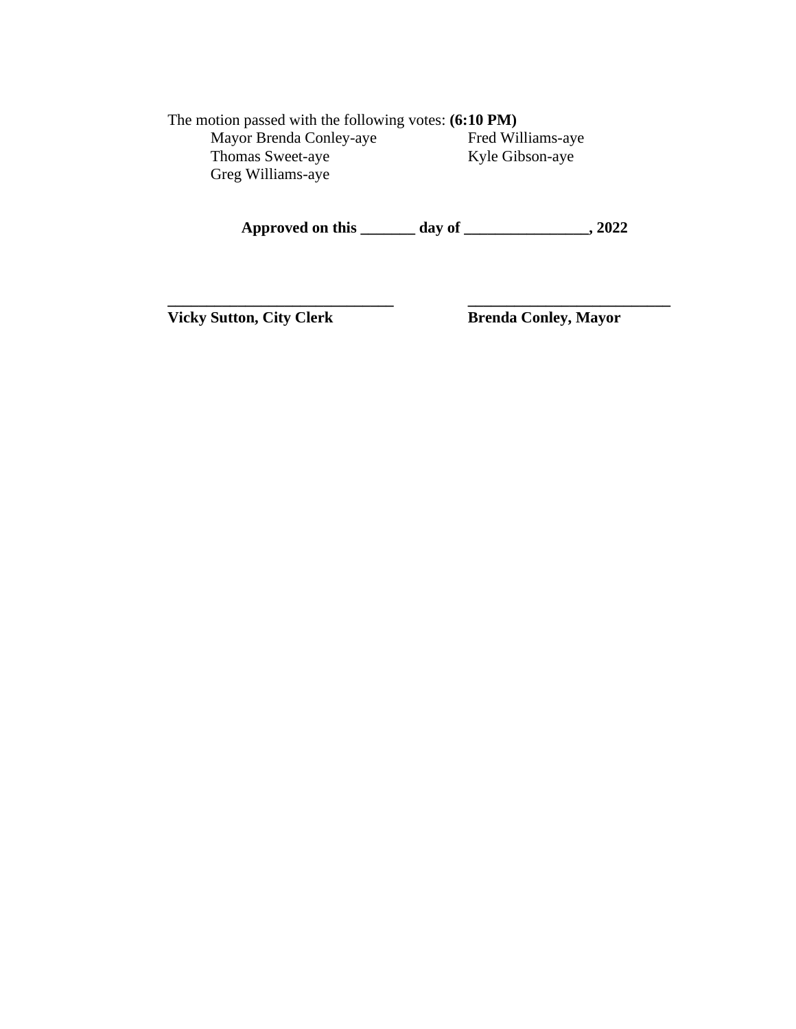The motion passed with the following votes: **(6:10 PM)**

Mayor Brenda Conley-aye
Fred Williams-aye
Thomas Sweet-aye
Kyle Gibson-aye
Greg Williams-aye

**Approved on this _______ day of ________________, 2022**

**_____________________________**
**Vicky Sutton, City Clerk**

**__________________________**
**Brenda Conley, Mayor**